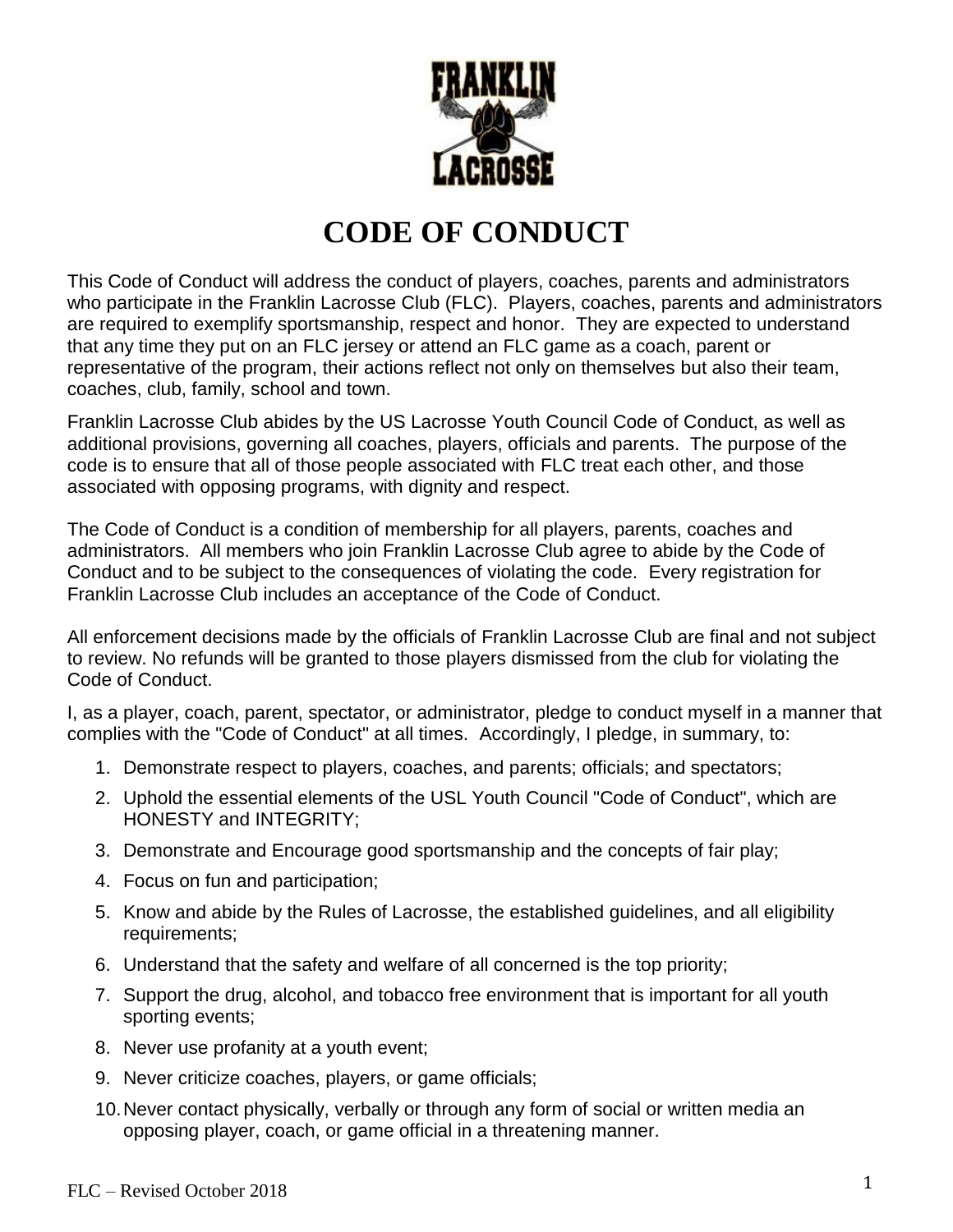# CODE OF CONDUCT

This Code of Conduct will address the conduct of players, coaches, parents and administrators who participate in the Franklin Lacrosse Club (FLC). Players, coaches, parents and administrators are required to exemplify sportsmanship, respect and honor. They are expected to understand that any time they put on an FLC jersey or attend an FLC game as a coach, parent or representative of the program, their actions reflect not only on themselves but also their team, coaches, club, family, school and town.

Franklin Lacrosse Club abides by the US Lacrosse Youth Council Code of Conduct, as well as additional provisions, governing all coaches, players, officials and parents. The purpose of the code is to ensure that all of those people associated with FLC treat each other, and those associated with opposing programs, with dignity and respect.

The Code of Conduct is a condition of membership for all players, parents, coaches and administrators. All members who join Franklin Lacrosse Club agree to abide by the Code of Conduct and to be subject to the consequences of violating the code. Every registration for Franklin Lacrosse Club includes an acceptance of the Code of Conduct.

All enforcement decisions made by the officials of Franklin Lacrosse Club are final and not subject to review. No refunds will be granted to those players dismissed from the club for violating the Code of Conduct.

I, as a player, coach, parent, spectator, or administrator, pledge to conduct myself in a manner that complies with the "Code of Conduct" at all times. Accordingly, I pledge, in summary, to:

1. Demonstrate respect to players, coaches, and parents; officials; and spectators;
2. Uphold the essential elements of the USL Youth Council "Code of Conduct", which are HONESTY and INTEGRITY;
3. Demonstrate and Encourage good sportsmanship and the concepts of fair play;
4. Focus on fun and participation;
5. Know and abide by the Rules of Lacrosse, the established guidelines, and all eligibility requirements;
6. Understand that the safety and welfare of all concerned is the top priority;
7. Support the drug, alcohol, and tobacco free environment that is important for all youth sporting events;
8. Never use profanity at a youth event;
9. Never criticize coaches, players, or game officials;
10. Never contact physically, verbally or through any form of social or written media an opposing player, coach, or game official in a threatening manner.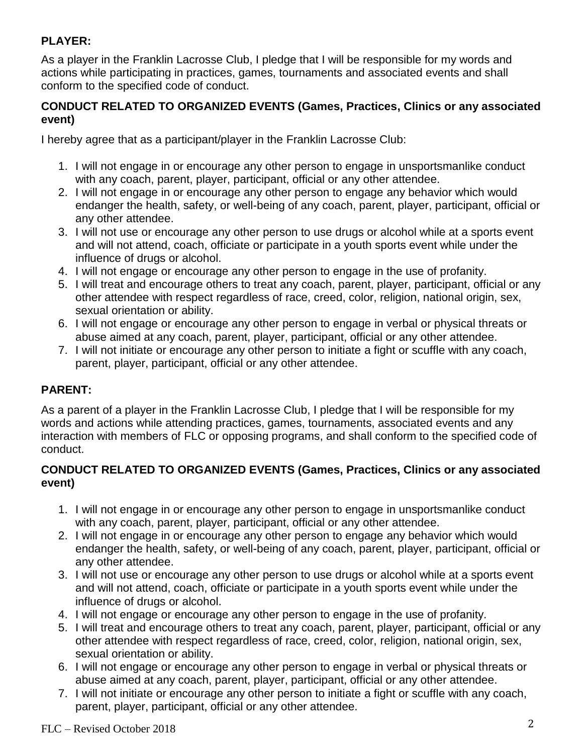**PLAYER:**

As a player in the Franklin Lacrosse Club, I pledge that I will be responsible for my words and actions while participating in practices, games, tournaments and associated events and shall conform to the specified code of conduct.

**CONDUCT RELATED TO ORGANIZED EVENTS (Games, Practices, Clinics or any associated event)**

I hereby agree that as a participant/player in the Franklin Lacrosse Club:

1. I will not engage in or encourage any other person to engage in unsportsmanlike conduct with any coach, parent, player, participant, official or any other attendee.
2. I will not engage in or encourage any other person to engage any behavior which would endanger the health, safety, or well-being of any coach, parent, player, participant, official or any other attendee.
3. I will not use or encourage any other person to use drugs or alcohol while at a sports event and will not attend, coach, officiate or participate in a youth sports event while under the influence of drugs or alcohol.
4. I will not engage or encourage any other person to engage in the use of profanity.
5. I will treat and encourage others to treat any coach, parent, player, participant, official or any other attendee with respect regardless of race, creed, color, religion, national origin, sex, sexual orientation or ability.
6. I will not engage or encourage any other person to engage in verbal or physical threats or abuse aimed at any coach, parent, player, participant, official or any other attendee.
7. I will not initiate or encourage any other person to initiate a fight or scuffle with any coach, parent, player, participant, official or any other attendee.

**PARENT:**

As a parent of a player in the Franklin Lacrosse Club, I pledge that I will be responsible for my words and actions while attending practices, games, tournaments, associated events and any interaction with members of FLC or opposing programs, and shall conform to the specified code of conduct.

**CONDUCT RELATED TO ORGANIZED EVENTS (Games, Practices, Clinics or any associated event)**

1. I will not engage in or encourage any other person to engage in unsportsmanlike conduct with any coach, parent, player, participant, official or any other attendee.
2. I will not engage in or encourage any other person to engage any behavior which would endanger the health, safety, or well-being of any coach, parent, player, participant, official or any other attendee.
3. I will not use or encourage any other person to use drugs or alcohol while at a sports event and will not attend, coach, officiate or participate in a youth sports event while under the influence of drugs or alcohol.
4. I will not engage or encourage any other person to engage in the use of profanity.
5. I will treat and encourage others to treat any coach, parent, player, participant, official or any other attendee with respect regardless of race, creed, color, religion, national origin, sex, sexual orientation or ability.
6. I will not engage or encourage any other person to engage in verbal or physical threats or abuse aimed at any coach, parent, player, participant, official or any other attendee.
7. I will not initiate or encourage any other person to initiate a fight or scuffle with any coach, parent, player, participant, official or any other attendee.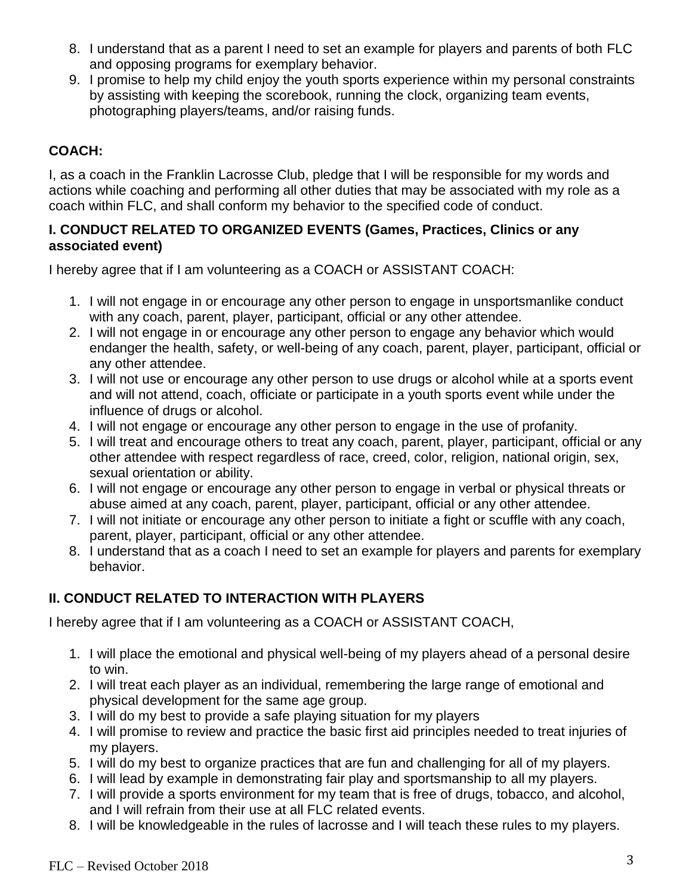8. I understand that as a parent I need to set an example for players and parents of both FLC and opposing programs for exemplary behavior.
9. I promise to help my child enjoy the youth sports experience within my personal constraints by assisting with keeping the scorebook, running the clock, organizing team events, photographing players/teams, and/or raising funds.

## COACH:

I, as a coach in the Franklin Lacrosse Club, pledge that I will be responsible for my words and actions while coaching and performing all other duties that may be associated with my role as a coach within FLC, and shall conform my behavior to the specified code of conduct.

### I. CONDUCT RELATED TO ORGANIZED EVENTS (Games, Practices, Clinics or any associated event)

I hereby agree that if I am volunteering as a COACH or ASSISTANT COACH:

1. I will not engage in or encourage any other person to engage in unsportsmanlike conduct with any coach, parent, player, participant, official or any other attendee.
2. I will not engage in or encourage any other person to engage any behavior which would endanger the health, safety, or well-being of any coach, parent, player, participant, official or any other attendee.
3. I will not use or encourage any other person to use drugs or alcohol while at a sports event and will not attend, coach, officiate or participate in a youth sports event while under the influence of drugs or alcohol.
4. I will not engage or encourage any other person to engage in the use of profanity.
5. I will treat and encourage others to treat any coach, parent, player, participant, official or any other attendee with respect regardless of race, creed, color, religion, national origin, sex, sexual orientation or ability.
6. I will not engage or encourage any other person to engage in verbal or physical threats or abuse aimed at any coach, parent, player, participant, official or any other attendee.
7. I will not initiate or encourage any other person to initiate a fight or scuffle with any coach, parent, player, participant, official or any other attendee.
8. I understand that as a coach I need to set an example for players and parents for exemplary behavior.

### II. CONDUCT RELATED TO INTERACTION WITH PLAYERS

I hereby agree that if I am volunteering as a COACH or ASSISTANT COACH,

1. I will place the emotional and physical well-being of my players ahead of a personal desire to win.
2. I will treat each player as an individual, remembering the large range of emotional and physical development for the same age group.
3. I will do my best to provide a safe playing situation for my players
4. I will promise to review and practice the basic first aid principles needed to treat injuries of my players.
5. I will do my best to organize practices that are fun and challenging for all of my players.
6. I will lead by example in demonstrating fair play and sportsmanship to all my players.
7. I will provide a sports environment for my team that is free of drugs, tobacco, and alcohol, and I will refrain from their use at all FLC related events.
8. I will be knowledgeable in the rules of lacrosse and I will teach these rules to my players.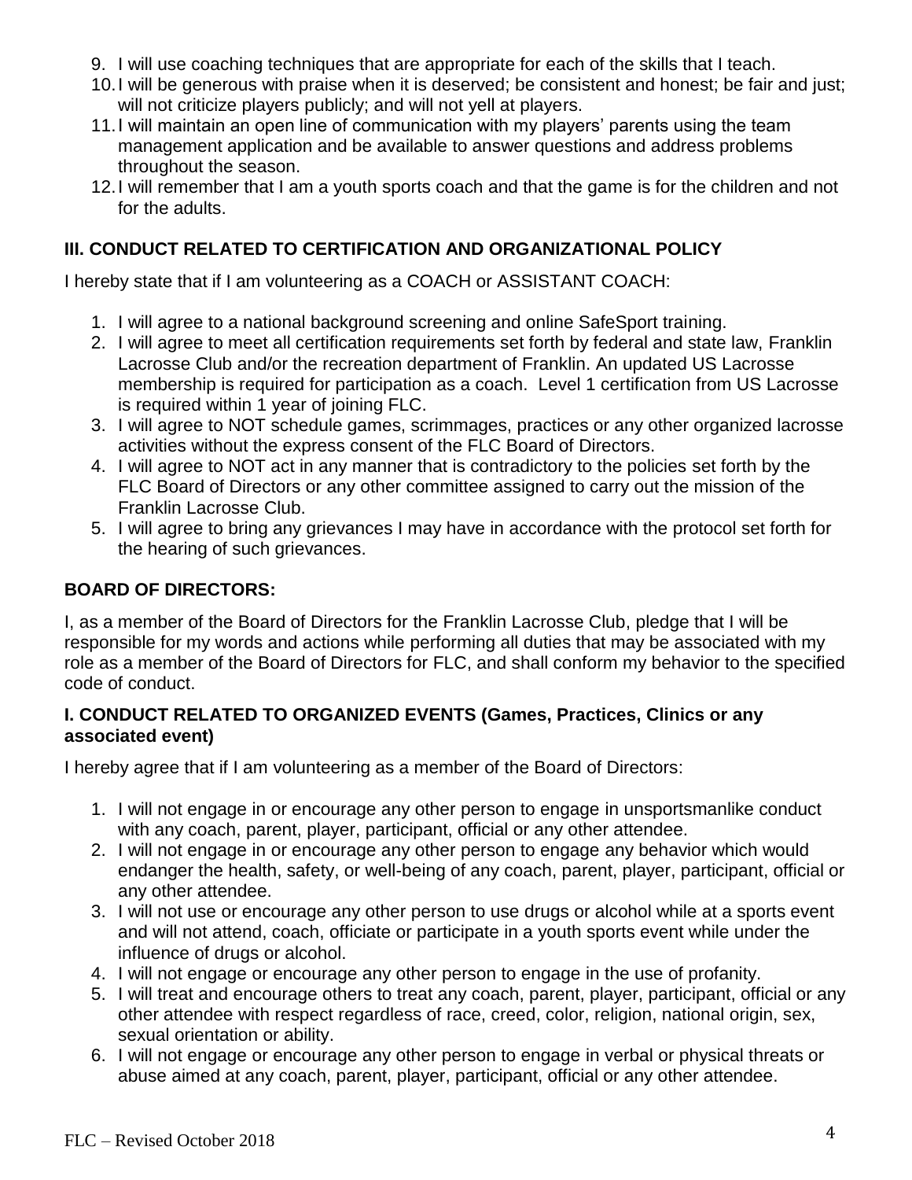9. I will use coaching techniques that are appropriate for each of the skills that I teach.
10. I will be generous with praise when it is deserved; be consistent and honest; be fair and just; will not criticize players publicly; and will not yell at players.
11. I will maintain an open line of communication with my players' parents using the team management application and be available to answer questions and address problems throughout the season.
12. I will remember that I am a youth sports coach and that the game is for the children and not for the adults.

### III. CONDUCT RELATED TO CERTIFICATION AND ORGANIZATIONAL POLICY

I hereby state that if I am volunteering as a COACH or ASSISTANT COACH:

1. I will agree to a national background screening and online SafeSport training.
2. I will agree to meet all certification requirements set forth by federal and state law, Franklin Lacrosse Club and/or the recreation department of Franklin. An updated US Lacrosse membership is required for participation as a coach. Level 1 certification from US Lacrosse is required within 1 year of joining FLC.
3. I will agree to NOT schedule games, scrimmages, practices or any other organized lacrosse activities without the express consent of the FLC Board of Directors.
4. I will agree to NOT act in any manner that is contradictory to the policies set forth by the FLC Board of Directors or any other committee assigned to carry out the mission of the Franklin Lacrosse Club.
5. I will agree to bring any grievances I may have in accordance with the protocol set forth for the hearing of such grievances.

## BOARD OF DIRECTORS:

I, as a member of the Board of Directors for the Franklin Lacrosse Club, pledge that I will be responsible for my words and actions while performing all duties that may be associated with my role as a member of the Board of Directors for FLC, and shall conform my behavior to the specified code of conduct.

### I. CONDUCT RELATED TO ORGANIZED EVENTS (Games, Practices, Clinics or any associated event)

I hereby agree that if I am volunteering as a member of the Board of Directors:

1. I will not engage in or encourage any other person to engage in unsportsmanlike conduct with any coach, parent, player, participant, official or any other attendee.
2. I will not engage in or encourage any other person to engage any behavior which would endanger the health, safety, or well-being of any coach, parent, player, participant, official or any other attendee.
3. I will not use or encourage any other person to use drugs or alcohol while at a sports event and will not attend, coach, officiate or participate in a youth sports event while under the influence of drugs or alcohol.
4. I will not engage or encourage any other person to engage in the use of profanity.
5. I will treat and encourage others to treat any coach, parent, player, participant, official or any other attendee with respect regardless of race, creed, color, religion, national origin, sex, sexual orientation or ability.
6. I will not engage or encourage any other person to engage in verbal or physical threats or abuse aimed at any coach, parent, player, participant, official or any other attendee.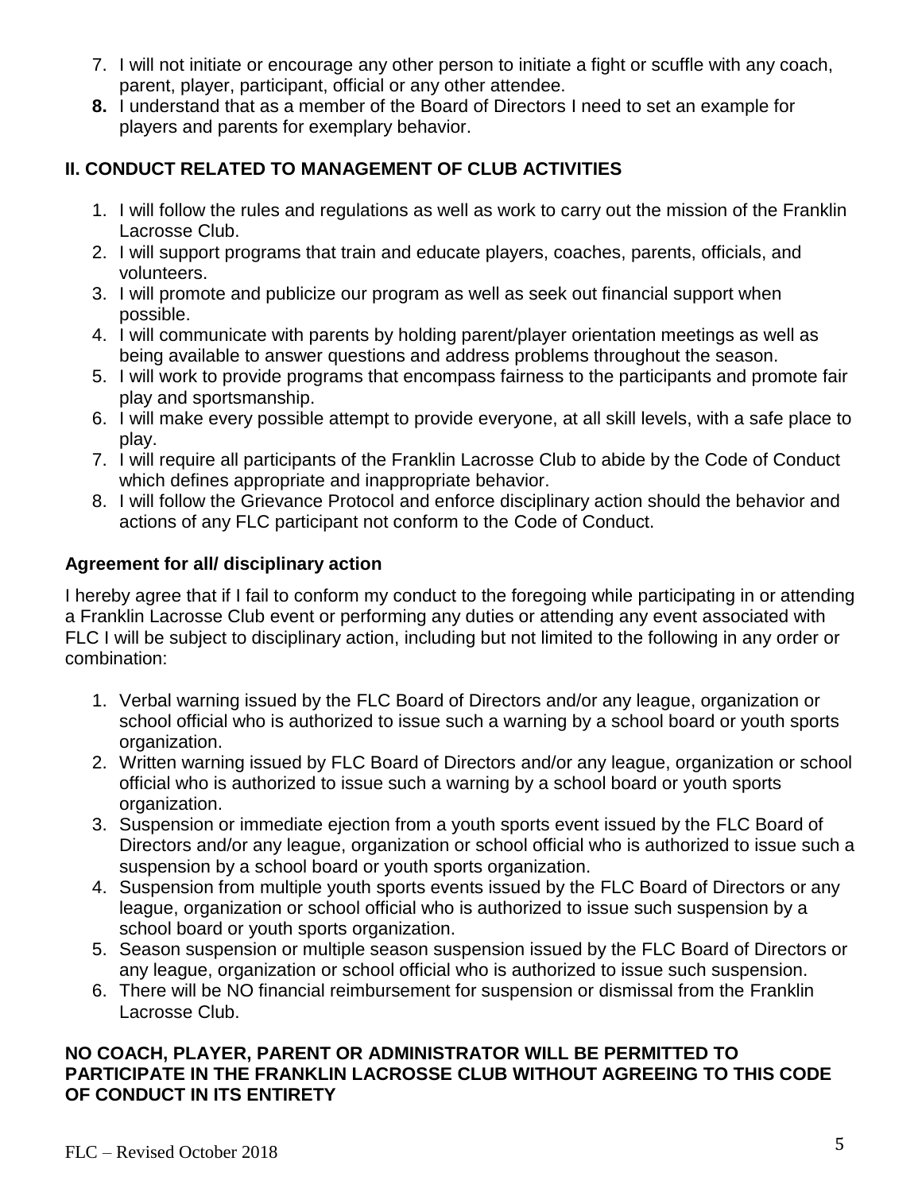7. I will not initiate or encourage any other person to initiate a fight or scuffle with any coach, parent, player, participant, official or any other attendee.
8. I understand that as a member of the Board of Directors I need to set an example for players and parents for exemplary behavior.

## II. CONDUCT RELATED TO MANAGEMENT OF CLUB ACTIVITIES

1. I will follow the rules and regulations as well as work to carry out the mission of the Franklin Lacrosse Club.
2. I will support programs that train and educate players, coaches, parents, officials, and volunteers.
3. I will promote and publicize our program as well as seek out financial support when possible.
4. I will communicate with parents by holding parent/player orientation meetings as well as being available to answer questions and address problems throughout the season.
5. I will work to provide programs that encompass fairness to the participants and promote fair play and sportsmanship.
6. I will make every possible attempt to provide everyone, at all skill levels, with a safe place to play.
7. I will require all participants of the Franklin Lacrosse Club to abide by the Code of Conduct which defines appropriate and inappropriate behavior.
8. I will follow the Grievance Protocol and enforce disciplinary action should the behavior and actions of any FLC participant not conform to the Code of Conduct.

### Agreement for all/ disciplinary action

I hereby agree that if I fail to conform my conduct to the foregoing while participating in or attending a Franklin Lacrosse Club event or performing any duties or attending any event associated with FLC I will be subject to disciplinary action, including but not limited to the following in any order or combination:

1. Verbal warning issued by the FLC Board of Directors and/or any league, organization or school official who is authorized to issue such a warning by a school board or youth sports organization.
2. Written warning issued by FLC Board of Directors and/or any league, organization or school official who is authorized to issue such a warning by a school board or youth sports organization.
3. Suspension or immediate ejection from a youth sports event issued by the FLC Board of Directors and/or any league, organization or school official who is authorized to issue such a suspension by a school board or youth sports organization.
4. Suspension from multiple youth sports events issued by the FLC Board of Directors or any league, organization or school official who is authorized to issue such suspension by a school board or youth sports organization.
5. Season suspension or multiple season suspension issued by the FLC Board of Directors or any league, organization or school official who is authorized to issue such suspension.
6. There will be NO financial reimbursement for suspension or dismissal from the Franklin Lacrosse Club.

**NO COACH, PLAYER, PARENT OR ADMINISTRATOR WILL BE PERMITTED TO PARTICIPATE IN THE FRANKLIN LACROSSE CLUB WITHOUT AGREEING TO THIS CODE OF CONDUCT IN ITS ENTIRETY**